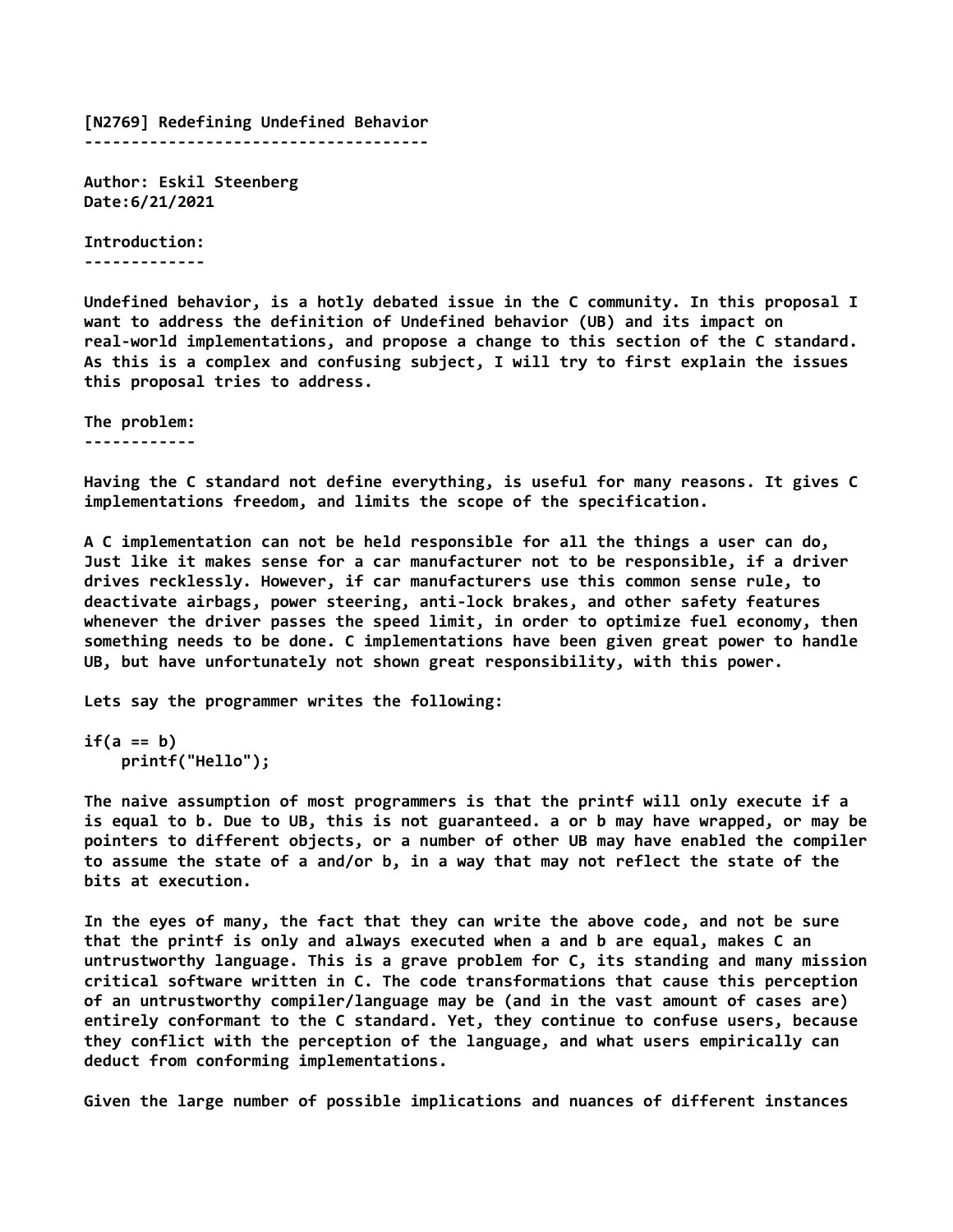# [N2769] Redefining Undefined Behavior

Author: Eskil Steenberg
Date:6/21/2021

## Introduction:

Undefined behavior, is a hotly debated issue in the C community. In this proposal I want to address the definition of Undefined behavior (UB) and its impact on real-world implementations, and propose a change to this section of the C standard. As this is a complex and confusing subject, I will try to first explain the issues this proposal tries to address.

## The problem:

Having the C standard not define everything, is useful for many reasons. It gives C implementations freedom, and limits the scope of the specification.

A C implementation can not be held responsible for all the things a user can do, Just like it makes sense for a car manufacturer not to be responsible, if a driver drives recklessly. However, if car manufacturers use this common sense rule, to deactivate airbags, power steering, anti-lock brakes, and other safety features whenever the driver passes the speed limit, in order to optimize fuel economy, then something needs to be done. C implementations have been given great power to handle UB, but have unfortunately not shown great responsibility, with this power.

Lets say the programmer writes the following:

```
if(a == b)
    printf("Hello");
```

The naive assumption of most programmers is that the printf will only execute if a is equal to b. Due to UB, this is not guaranteed. a or b may have wrapped, or may be pointers to different objects, or a number of other UB may have enabled the compiler to assume the state of a and/or b, in a way that may not reflect the state of the bits at execution.

In the eyes of many, the fact that they can write the above code, and not be sure that the printf is only and always executed when a and b are equal, makes C an untrustworthy language. This is a grave problem for C, its standing and many mission critical software written in C. The code transformations that cause this perception of an untrustworthy compiler/language may be (and in the vast amount of cases are) entirely conformant to the C standard. Yet, they continue to confuse users, because they conflict with the perception of the language, and what users empirically can deduct from conforming implementations.

Given the large number of possible implications and nuances of different instances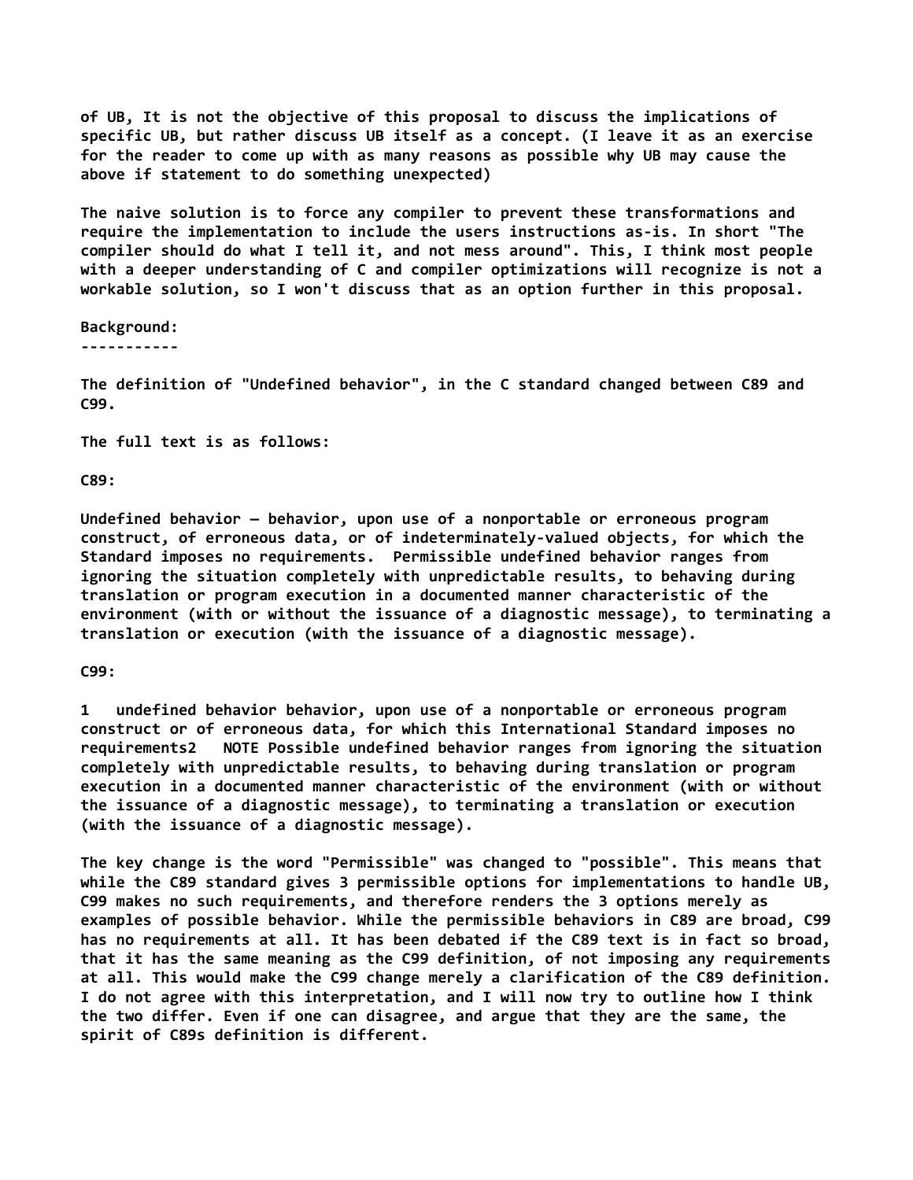of UB, It is not the objective of this proposal to discuss the implications of specific UB, but rather discuss UB itself as a concept. (I leave it as an exercise for the reader to come up with as many reasons as possible why UB may cause the above if statement to do something unexpected)

The naive solution is to force any compiler to prevent these transformations and require the implementation to include the users instructions as-is. In short "The compiler should do what I tell it, and not mess around". This, I think most people with a deeper understanding of C and compiler optimizations will recognize is not a workable solution, so I won't discuss that as an option further in this proposal.

## Background:

The definition of "Undefined behavior", in the C standard changed between C89 and C99.

The full text is as follows:

C89:

Undefined behavior — behavior, upon use of a nonportable or erroneous program construct, of erroneous data, or of indeterminately-valued objects, for which the Standard imposes no requirements.  Permissible undefined behavior ranges from ignoring the situation completely with unpredictable results, to behaving during translation or program execution in a documented manner characteristic of the environment (with or without the issuance of a diagnostic message), to terminating a translation or execution (with the issuance of a diagnostic message).

C99:

1   undefined behavior behavior, upon use of a nonportable or erroneous program construct or of erroneous data, for which this International Standard imposes no requirements2   NOTE Possible undefined behavior ranges from ignoring the situation completely with unpredictable results, to behaving during translation or program execution in a documented manner characteristic of the environment (with or without the issuance of a diagnostic message), to terminating a translation or execution (with the issuance of a diagnostic message).

The key change is the word "Permissible" was changed to "possible". This means that while the C89 standard gives 3 permissible options for implementations to handle UB, C99 makes no such requirements, and therefore renders the 3 options merely as examples of possible behavior. While the permissible behaviors in C89 are broad, C99 has no requirements at all. It has been debated if the C89 text is in fact so broad, that it has the same meaning as the C99 definition, of not imposing any requirements at all. This would make the C99 change merely a clarification of the C89 definition. I do not agree with this interpretation, and I will now try to outline how I think the two differ. Even if one can disagree, and argue that they are the same, the spirit of C89s definition is different.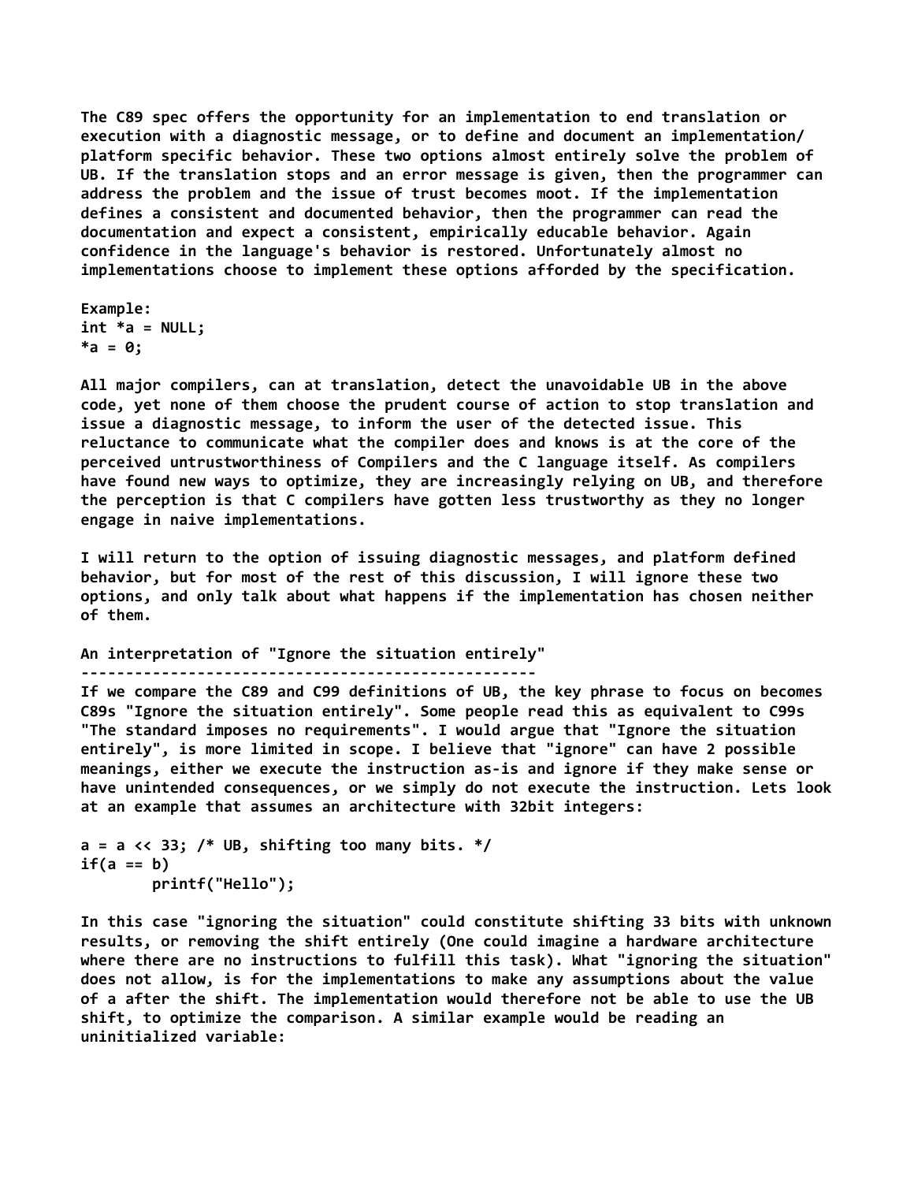The C89 spec offers the opportunity for an implementation to end translation or execution with a diagnostic message, or to define and document an implementation/ platform specific behavior. These two options almost entirely solve the problem of UB. If the translation stops and an error message is given, then the programmer can address the problem and the issue of trust becomes moot. If the implementation defines a consistent and documented behavior, then the programmer can read the documentation and expect a consistent, empirically educable behavior. Again confidence in the language's behavior is restored. Unfortunately almost no implementations choose to implement these options afforded by the specification.

Example:

```
int *a = NULL;
*a = 0;
```

All major compilers, can at translation, detect the unavoidable UB in the above code, yet none of them choose the prudent course of action to stop translation and issue a diagnostic message, to inform the user of the detected issue. This reluctance to communicate what the compiler does and knows is at the core of the perceived untrustworthiness of Compilers and the C language itself. As compilers have found new ways to optimize, they are increasingly relying on UB, and therefore the perception is that C compilers have gotten less trustworthy as they no longer engage in naive implementations.

I will return to the option of issuing diagnostic messages, and platform defined behavior, but for most of the rest of this discussion, I will ignore these two options, and only talk about what happens if the implementation has chosen neither of them.

## An interpretation of "Ignore the situation entirely"

If we compare the C89 and C99 definitions of UB, the key phrase to focus on becomes C89s "Ignore the situation entirely". Some people read this as equivalent to C99s "The standard imposes no requirements". I would argue that "Ignore the situation entirely", is more limited in scope. I believe that "ignore" can have 2 possible meanings, either we execute the instruction as-is and ignore if they make sense or have unintended consequences, or we simply do not execute the instruction. Lets look at an example that assumes an architecture with 32bit integers:

```
a = a << 33; /* UB, shifting too many bits. */
if(a == b)
        printf("Hello");
```

In this case "ignoring the situation" could constitute shifting 33 bits with unknown results, or removing the shift entirely (One could imagine a hardware architecture where there are no instructions to fulfill this task). What "ignoring the situation" does not allow, is for the implementations to make any assumptions about the value of a after the shift. The implementation would therefore not be able to use the UB shift, to optimize the comparison. A similar example would be reading an uninitialized variable: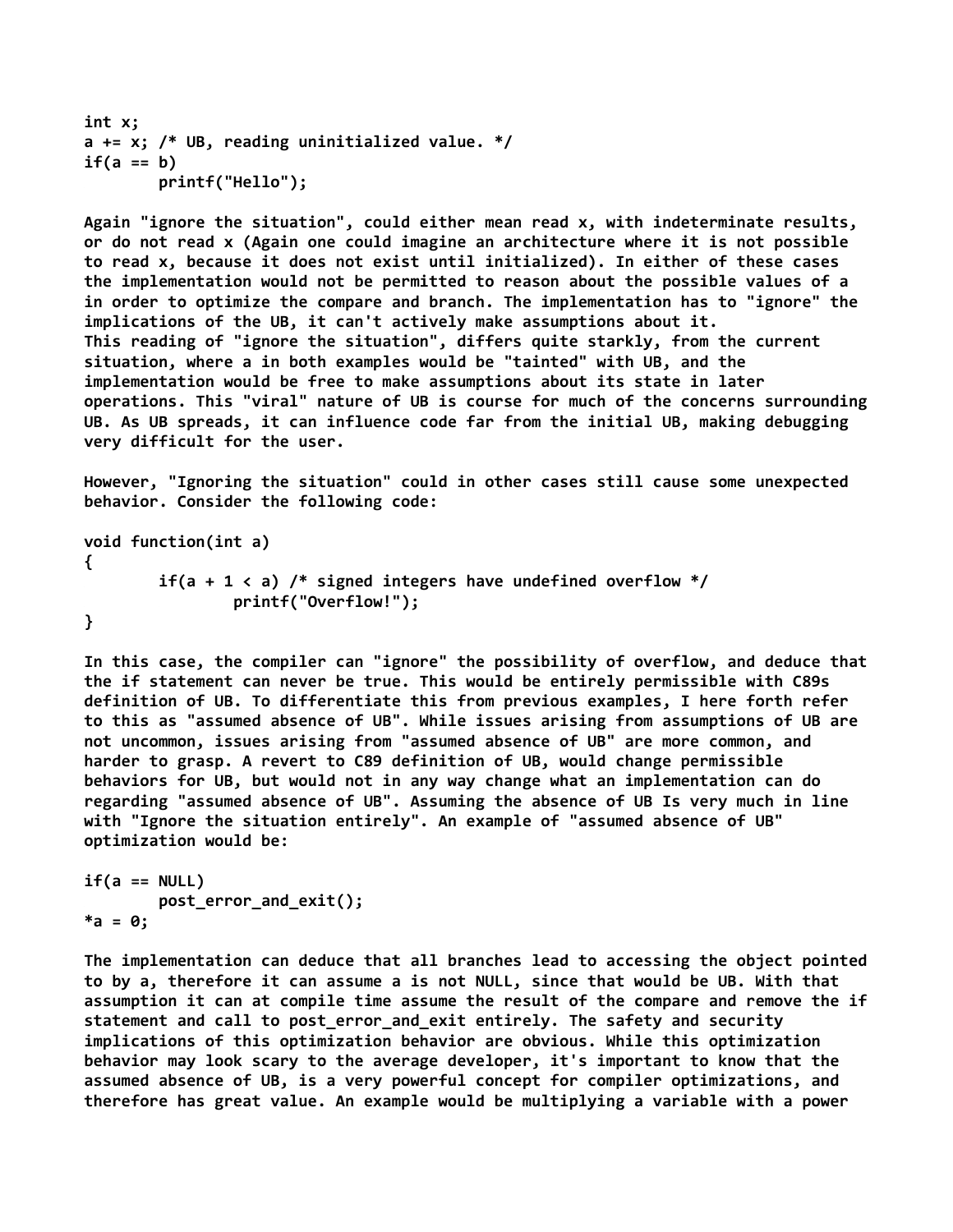```
int x;
a += x; /* UB, reading uninitialized value. */
if(a == b)
        printf("Hello");
```

Again "ignore the situation", could either mean read x, with indeterminate results, or do not read x (Again one could imagine an architecture where it is not possible to read x, because it does not exist until initialized). In either of these cases the implementation would not be permitted to reason about the possible values of a in order to optimize the compare and branch. The implementation has to "ignore" the implications of the UB, it can't actively make assumptions about it.
This reading of "ignore the situation", differs quite starkly, from the current situation, where a in both examples would be "tainted" with UB, and the implementation would be free to make assumptions about its state in later operations. This "viral" nature of UB is course for much of the concerns surrounding UB. As UB spreads, it can influence code far from the initial UB, making debugging very difficult for the user.

However, "Ignoring the situation" could in other cases still cause some unexpected behavior. Consider the following code:

```
void function(int a)
{
        if(a + 1 < a) /* signed integers have undefined overflow */
                printf("Overflow!");
}
```

In this case, the compiler can "ignore" the possibility of overflow, and deduce that the if statement can never be true. This would be entirely permissible with C89s definition of UB. To differentiate this from previous examples, I here forth refer to this as "assumed absence of UB". While issues arising from assumptions of UB are not uncommon, issues arising from "assumed absence of UB" are more common, and harder to grasp. A revert to C89 definition of UB, would change permissible behaviors for UB, but would not in any way change what an implementation can do regarding "assumed absence of UB". Assuming the absence of UB Is very much in line with "Ignore the situation entirely". An example of "assumed absence of UB" optimization would be:

```
if(a == NULL)
        post_error_and_exit();
*a = 0;
```

The implementation can deduce that all branches lead to accessing the object pointed to by a, therefore it can assume a is not NULL, since that would be UB. With that assumption it can at compile time assume the result of the compare and remove the if statement and call to post_error_and_exit entirely. The safety and security implications of this optimization behavior are obvious. While this optimization behavior may look scary to the average developer, it's important to know that the assumed absence of UB, is a very powerful concept for compiler optimizations, and therefore has great value. An example would be multiplying a variable with a power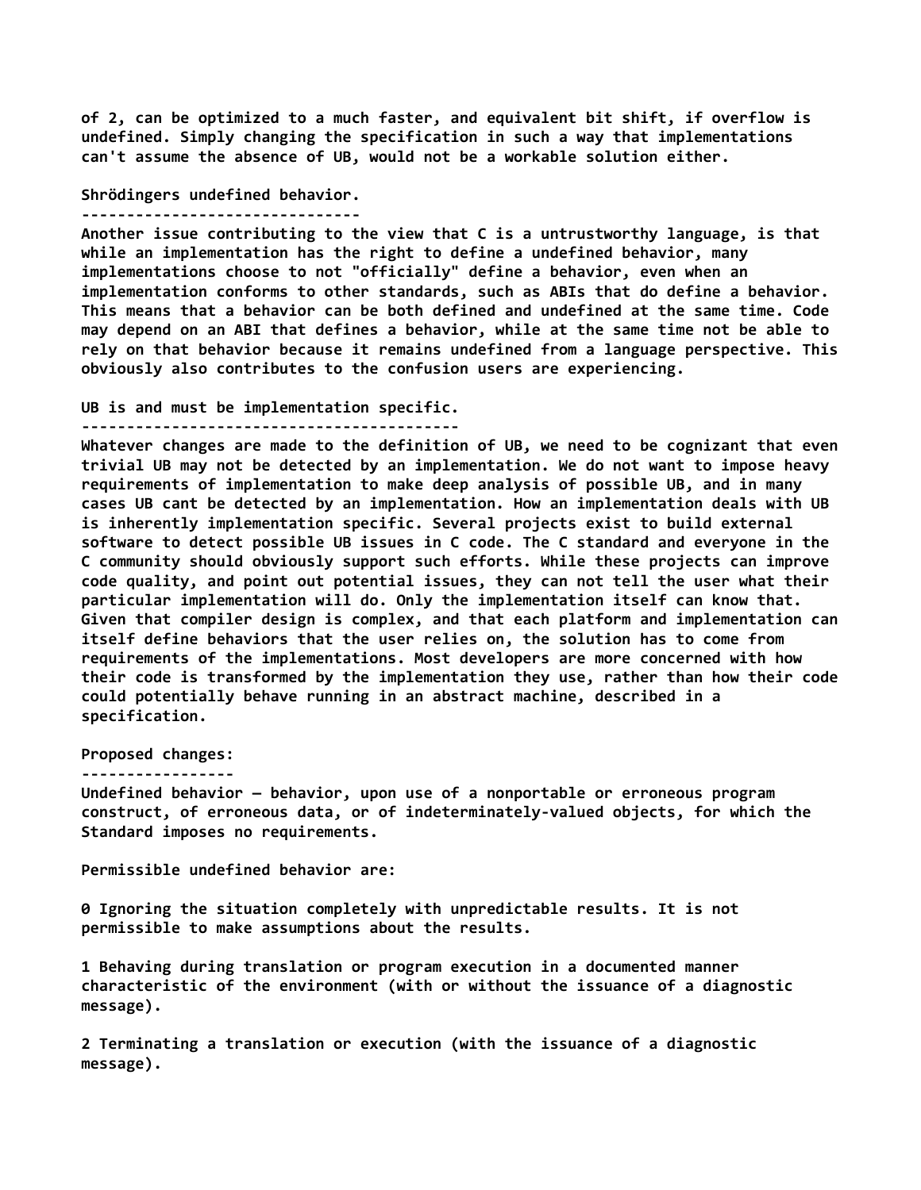of 2, can be optimized to a much faster, and equivalent bit shift, if overflow is undefined. Simply changing the specification in such a way that implementations can't assume the absence of UB, would not be a workable solution either.

## Shrödingers undefined behavior.

Another issue contributing to the view that C is a untrustworthy language, is that while an implementation has the right to define a undefined behavior, many implementations choose to not "officially" define a behavior, even when an implementation conforms to other standards, such as ABIs that do define a behavior. This means that a behavior can be both defined and undefined at the same time. Code may depend on an ABI that defines a behavior, while at the same time not be able to rely on that behavior because it remains undefined from a language perspective. This obviously also contributes to the confusion users are experiencing.

## UB is and must be implementation specific.

Whatever changes are made to the definition of UB, we need to be cognizant that even trivial UB may not be detected by an implementation. We do not want to impose heavy requirements of implementation to make deep analysis of possible UB, and in many cases UB cant be detected by an implementation. How an implementation deals with UB is inherently implementation specific. Several projects exist to build external software to detect possible UB issues in C code. The C standard and everyone in the C community should obviously support such efforts. While these projects can improve code quality, and point out potential issues, they can not tell the user what their particular implementation will do. Only the implementation itself can know that. Given that compiler design is complex, and that each platform and implementation can itself define behaviors that the user relies on, the solution has to come from requirements of the implementations. Most developers are more concerned with how their code is transformed by the implementation they use, rather than how their code could potentially behave running in an abstract machine, described in a specification.

## Proposed changes:

Undefined behavior — behavior, upon use of a nonportable or erroneous program construct, of erroneous data, or of indeterminately-valued objects, for which the Standard imposes no requirements.

Permissible undefined behavior are:

0 Ignoring the situation completely with unpredictable results. It is not permissible to make assumptions about the results.

1 Behaving during translation or program execution in a documented manner characteristic of the environment (with or without the issuance of a diagnostic message).

2 Terminating a translation or execution (with the issuance of a diagnostic message).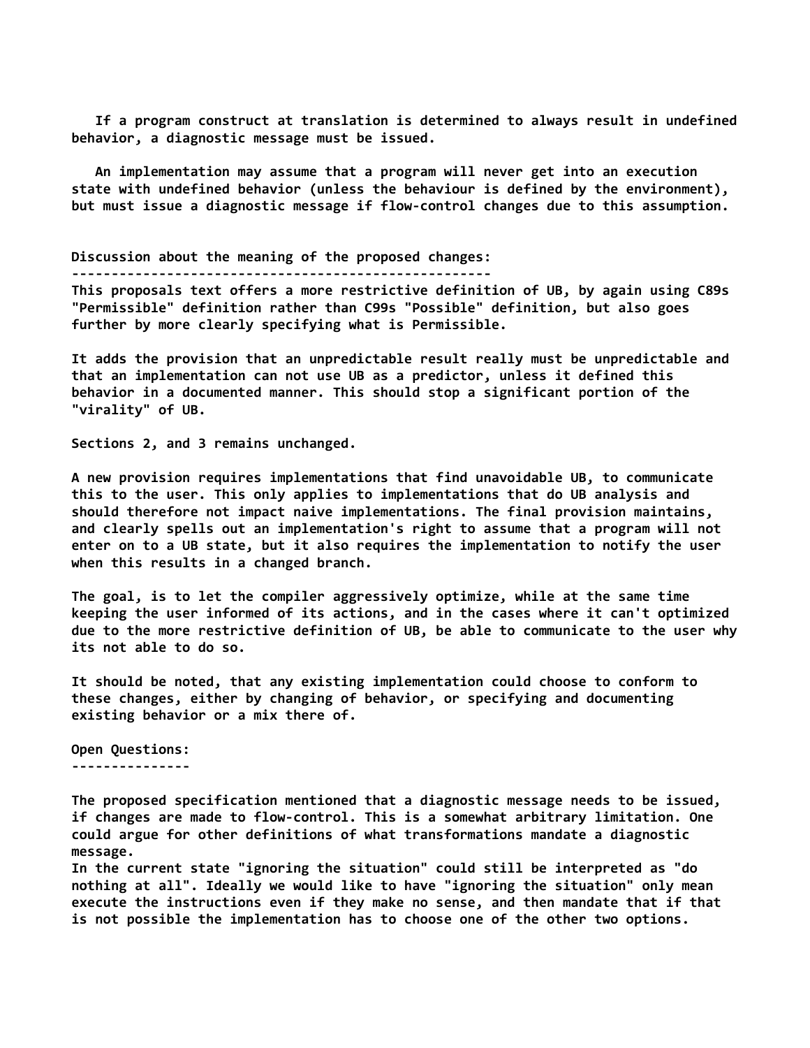If a program construct at translation is determined to always result in undefined behavior, a diagnostic message must be issued.

An implementation may assume that a program will never get into an execution state with undefined behavior (unless the behaviour is defined by the environment), but must issue a diagnostic message if flow-control changes due to this assumption.

## Discussion about the meaning of the proposed changes:

This proposals text offers a more restrictive definition of UB, by again using C89s "Permissible" definition rather than C99s "Possible" definition, but also goes further by more clearly specifying what is Permissible.

It adds the provision that an unpredictable result really must be unpredictable and that an implementation can not use UB as a predictor, unless it defined this behavior in a documented manner. This should stop a significant portion of the "virality" of UB.

Sections 2, and 3 remains unchanged.

A new provision requires implementations that find unavoidable UB, to communicate this to the user. This only applies to implementations that do UB analysis and should therefore not impact naive implementations. The final provision maintains, and clearly spells out an implementation's right to assume that a program will not enter on to a UB state, but it also requires the implementation to notify the user when this results in a changed branch.

The goal, is to let the compiler aggressively optimize, while at the same time keeping the user informed of its actions, and in the cases where it can't optimized due to the more restrictive definition of UB, be able to communicate to the user why its not able to do so.

It should be noted, that any existing implementation could choose to conform to these changes, either by changing of behavior, or specifying and documenting existing behavior or a mix there of.

## Open Questions:

The proposed specification mentioned that a diagnostic message needs to be issued, if changes are made to flow-control. This is a somewhat arbitrary limitation. One could argue for other definitions of what transformations mandate a diagnostic message.
In the current state "ignoring the situation" could still be interpreted as "do nothing at all". Ideally we would like to have "ignoring the situation" only mean execute the instructions even if they make no sense, and then mandate that if that is not possible the implementation has to choose one of the other two options.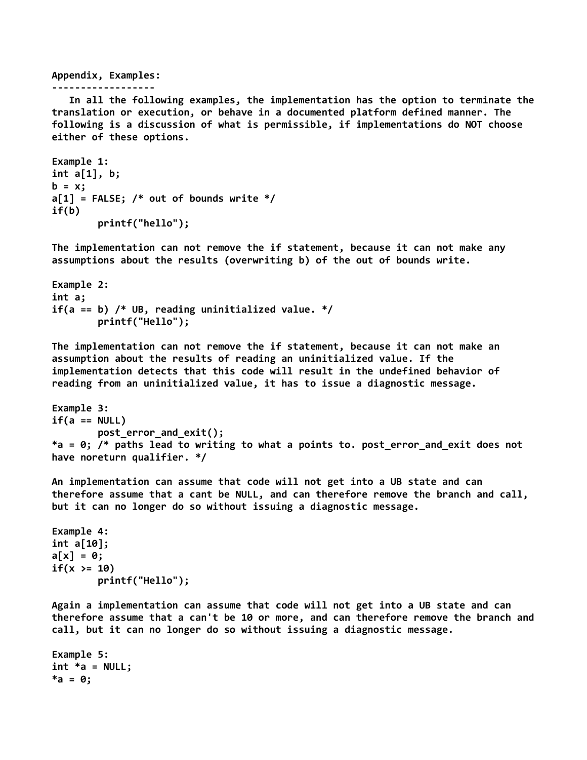**Appendix, Examples:**

**------------------**

In all the following examples, the implementation has the option to terminate the translation or execution, or behave in a documented platform defined manner. The following is a discussion of what is permissible, if implementations do NOT choose either of these options.

**Example 1:**

```
int a[1], b;
b = x;
a[1] = FALSE; /* out of bounds write */
if(b)
        printf("hello");
```

The implementation can not remove the if statement, because it can not make any assumptions about the results (overwriting b) of the out of bounds write.

**Example 2:**

```
int a;
if(a == b) /* UB, reading uninitialized value. */
        printf("Hello");
```

The implementation can not remove the if statement, because it can not make an assumption about the results of reading an uninitialized value. If the implementation detects that this code will result in the undefined behavior of reading from an uninitialized value, it has to issue a diagnostic message.

**Example 3:**

```
if(a == NULL)
        post_error_and_exit();
*a = 0; /* paths lead to writing to what a points to. post_error_and_exit does not
have noreturn qualifier. */
```

An implementation can assume that code will not get into a UB state and can therefore assume that a cant be NULL, and can therefore remove the branch and call, but it can no longer do so without issuing a diagnostic message.

**Example 4:**

```
int a[10];
a[x] = 0;
if(x >= 10)
        printf("Hello");
```

Again a implementation can assume that code will not get into a UB state and can therefore assume that a can't be 10 or more, and can therefore remove the branch and call, but it can no longer do so without issuing a diagnostic message.

**Example 5:**

```
int *a = NULL;
*a = 0;
```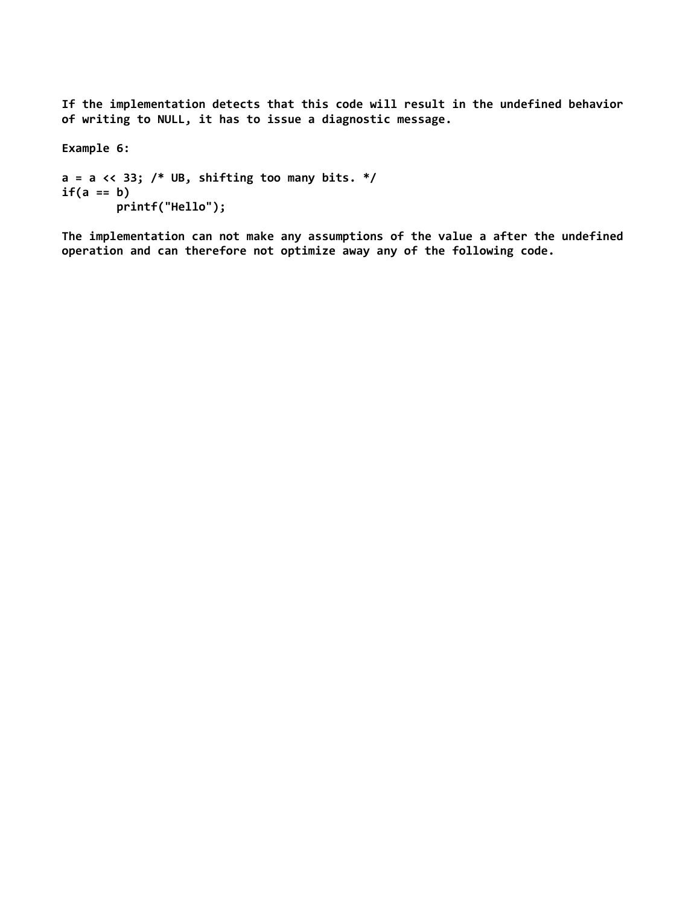If the implementation detects that this code will result in the undefined behavior of writing to NULL, it has to issue a diagnostic message.

Example 6:

```
a = a << 33; /* UB, shifting too many bits. */
if(a == b)
        printf("Hello");
```

The implementation can not make any assumptions of the value a after the undefined operation and can therefore not optimize away any of the following code.